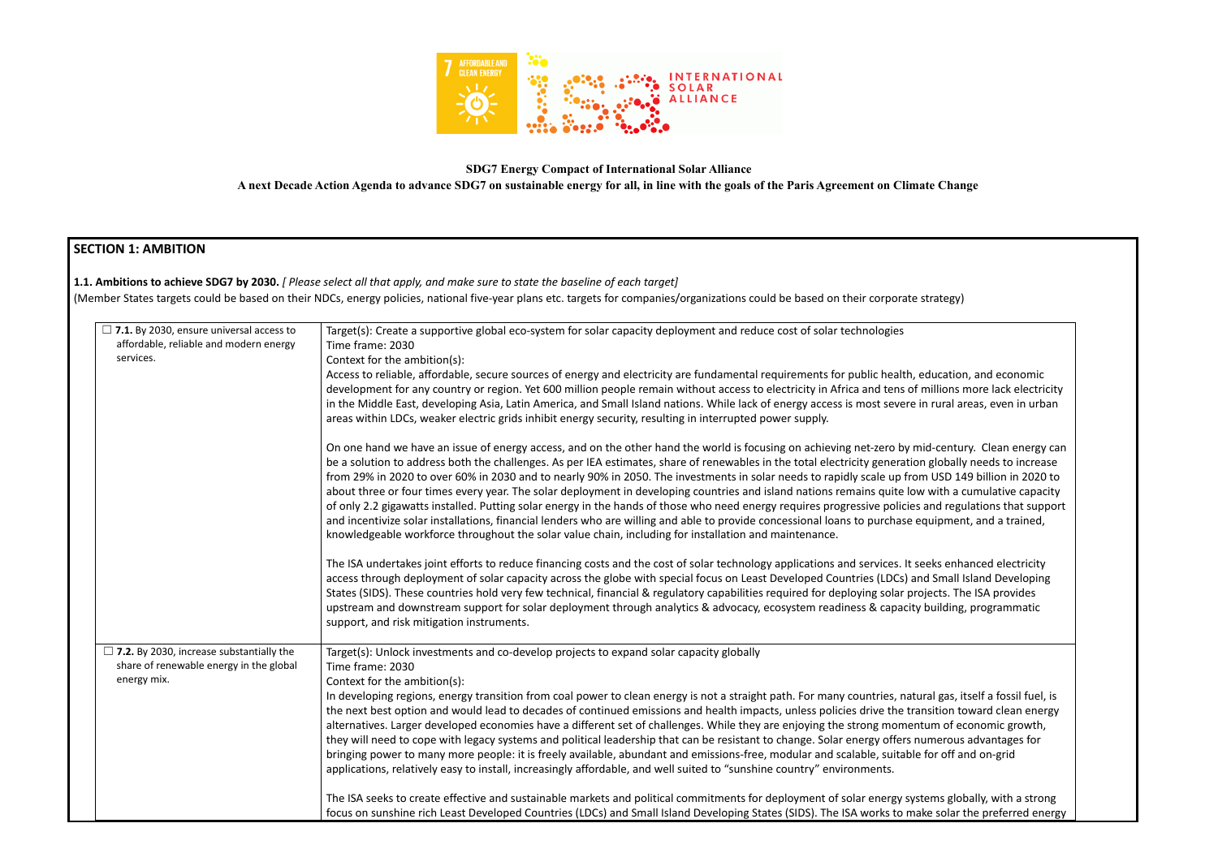**SDG7 Energy Compact of International Solar Alliance**

**A next Decade Action Agenda to advance SDG7 on sustainable energy for all, in line with the goals of the Paris Agreement on Climate Change**

## SECTION 1: AMBITION

**1.1. Ambitions to achieve SDG7 by 2030.** *[ Please select all that apply, and make sure to state the baseline of each target]*

(Member States targets could be based on their NDCs, energy policies, national five-year plans etc. targets for companies/organizations could be based on their corporate strategy)

| | |
|---|---|
| ☐ **7.1.** By 2030, ensure universal access to affordable, reliable and modern energy services. | Target(s): Create a supportive global eco-system for solar capacity deployment and reduce cost of solar technologies<br>Time frame: 2030<br>Context for the ambition(s):<br>Access to reliable, affordable, secure sources of energy and electricity are fundamental requirements for public health, education, and economic development for any country or region. Yet 600 million people remain without access to electricity in Africa and tens of millions more lack electricity in the Middle East, developing Asia, Latin America, and Small Island nations. While lack of energy access is most severe in rural areas, even in urban areas within LDCs, weaker electric grids inhibit energy security, resulting in interrupted power supply.<br><br>On one hand we have an issue of energy access, and on the other hand the world is focusing on achieving net-zero by mid-century. Clean energy can be a solution to address both the challenges. As per IEA estimates, share of renewables in the total electricity generation globally needs to increase from 29% in 2020 to over 60% in 2030 and to nearly 90% in 2050. The investments in solar needs to rapidly scale up from USD 149 billion in 2020 to about three or four times every year. The solar deployment in developing countries and island nations remains quite low with a cumulative capacity of only 2.2 gigawatts installed. Putting solar energy in the hands of those who need energy requires progressive policies and regulations that support and incentivize solar installations, financial lenders who are willing and able to provide concessional loans to purchase equipment, and a trained, knowledgeable workforce throughout the solar value chain, including for installation and maintenance.<br><br>The ISA undertakes joint efforts to reduce financing costs and the cost of solar technology applications and services. It seeks enhanced electricity access through deployment of solar capacity across the globe with special focus on Least Developed Countries (LDCs) and Small Island Developing States (SIDS). These countries hold very few technical, financial & regulatory capabilities required for deploying solar projects. The ISA provides upstream and downstream support for solar deployment through analytics & advocacy, ecosystem readiness & capacity building, programmatic support, and risk mitigation instruments. |
| ☐ **7.2.** By 2030, increase substantially the share of renewable energy in the global energy mix. | Target(s): Unlock investments and co-develop projects to expand solar capacity globally<br>Time frame: 2030<br>Context for the ambition(s):<br>In developing regions, energy transition from coal power to clean energy is not a straight path. For many countries, natural gas, itself a fossil fuel, is the next best option and would lead to decades of continued emissions and health impacts, unless policies drive the transition toward clean energy alternatives. Larger developed economies have a different set of challenges. While they are enjoying the strong momentum of economic growth, they will need to cope with legacy systems and political leadership that can be resistant to change. Solar energy offers numerous advantages for bringing power to many more people: it is freely available, abundant and emissions-free, modular and scalable, suitable for off and on-grid applications, relatively easy to install, increasingly affordable, and well suited to "sunshine country" environments.<br><br>The ISA seeks to create effective and sustainable markets and political commitments for deployment of solar energy systems globally, with a strong focus on sunshine rich Least Developed Countries (LDCs) and Small Island Developing States (SIDS). The ISA works to make solar the preferred energy |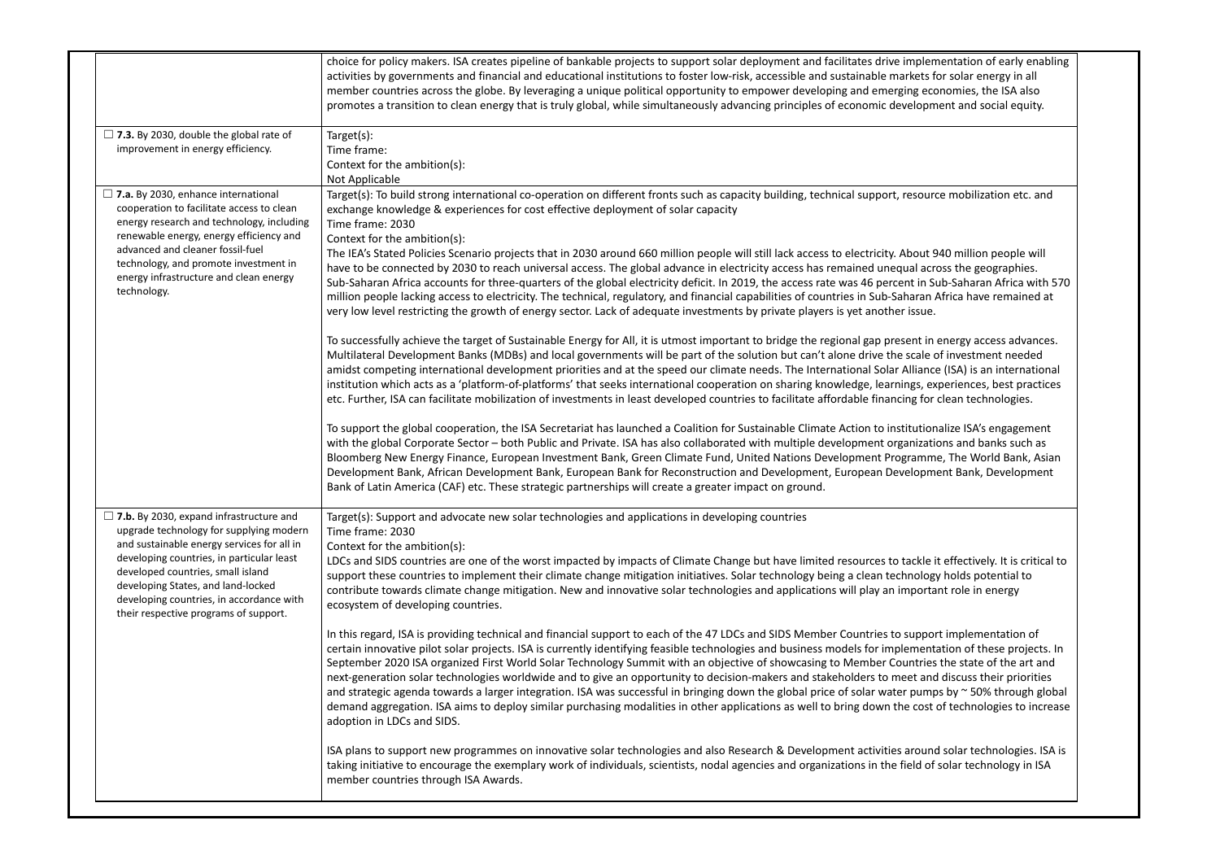| | |
|---|---|
| | choice for policy makers. ISA creates pipeline of bankable projects to support solar deployment and facilitates drive implementation of early enabling activities by governments and financial and educational institutions to foster low-risk, accessible and sustainable markets for solar energy in all member countries across the globe. By leveraging a unique political opportunity to empower developing and emerging economies, the ISA also promotes a transition to clean energy that is truly global, while simultaneously advancing principles of economic development and social equity. |
| ☐ **7.3.** By 2030, double the global rate of improvement in energy efficiency. | Target(s):<br>Time frame:<br>Context for the ambition(s):<br>Not Applicable |
| ☐ **7.a.** By 2030, enhance international cooperation to facilitate access to clean energy research and technology, including renewable energy, energy efficiency and advanced and cleaner fossil-fuel technology, and promote investment in energy infrastructure and clean energy technology. | Target(s): To build strong international co-operation on different fronts such as capacity building, technical support, resource mobilization etc. and exchange knowledge & experiences for cost effective deployment of solar capacity<br>Time frame: 2030<br>Context for the ambition(s):<br>The IEA's Stated Policies Scenario projects that in 2030 around 660 million people will still lack access to electricity. About 940 million people will have to be connected by 2030 to reach universal access. The global advance in electricity access has remained unequal across the geographies. Sub-Saharan Africa accounts for three-quarters of the global electricity deficit. In 2019, the access rate was 46 percent in Sub-Saharan Africa with 570 million people lacking access to electricity. The technical, regulatory, and financial capabilities of countries in Sub-Saharan Africa have remained at very low level restricting the growth of energy sector. Lack of adequate investments by private players is yet another issue.<br><br>To successfully achieve the target of Sustainable Energy for All, it is utmost important to bridge the regional gap present in energy access advances. Multilateral Development Banks (MDBs) and local governments will be part of the solution but can't alone drive the scale of investment needed amidst competing international development priorities and at the speed our climate needs. The International Solar Alliance (ISA) is an international institution which acts as a 'platform-of-platforms' that seeks international cooperation on sharing knowledge, learnings, experiences, best practices etc. Further, ISA can facilitate mobilization of investments in least developed countries to facilitate affordable financing for clean technologies.<br><br>To support the global cooperation, the ISA Secretariat has launched a Coalition for Sustainable Climate Action to institutionalize ISA's engagement with the global Corporate Sector – both Public and Private. ISA has also collaborated with multiple development organizations and banks such as Bloomberg New Energy Finance, European Investment Bank, Green Climate Fund, United Nations Development Programme, The World Bank, Asian Development Bank, African Development Bank, European Bank for Reconstruction and Development, European Development Bank, Development Bank of Latin America (CAF) etc. These strategic partnerships will create a greater impact on ground. |
| ☐ **7.b.** By 2030, expand infrastructure and upgrade technology for supplying modern and sustainable energy services for all in developing countries, in particular least developed countries, small island developing States, and land-locked developing countries, in accordance with their respective programs of support. | Target(s): Support and advocate new solar technologies and applications in developing countries<br>Time frame: 2030<br>Context for the ambition(s):<br>LDCs and SIDS countries are one of the worst impacted by impacts of Climate Change but have limited resources to tackle it effectively. It is critical to support these countries to implement their climate change mitigation initiatives. Solar technology being a clean technology holds potential to contribute towards climate change mitigation. New and innovative solar technologies and applications will play an important role in energy ecosystem of developing countries.<br><br>In this regard, ISA is providing technical and financial support to each of the 47 LDCs and SIDS Member Countries to support implementation of certain innovative pilot solar projects. ISA is currently identifying feasible technologies and business models for implementation of these projects. In September 2020 ISA organized First World Solar Technology Summit with an objective of showcasing to Member Countries the state of the art and next-generation solar technologies worldwide and to give an opportunity to decision-makers and stakeholders to meet and discuss their priorities and strategic agenda towards a larger integration. ISA was successful in bringing down the global price of solar water pumps by ~ 50% through global demand aggregation. ISA aims to deploy similar purchasing modalities in other applications as well to bring down the cost of technologies to increase adoption in LDCs and SIDS.<br><br>ISA plans to support new programmes on innovative solar technologies and also Research & Development activities around solar technologies. ISA is taking initiative to encourage the exemplary work of individuals, scientists, nodal agencies and organizations in the field of solar technology in ISA member countries through ISA Awards. |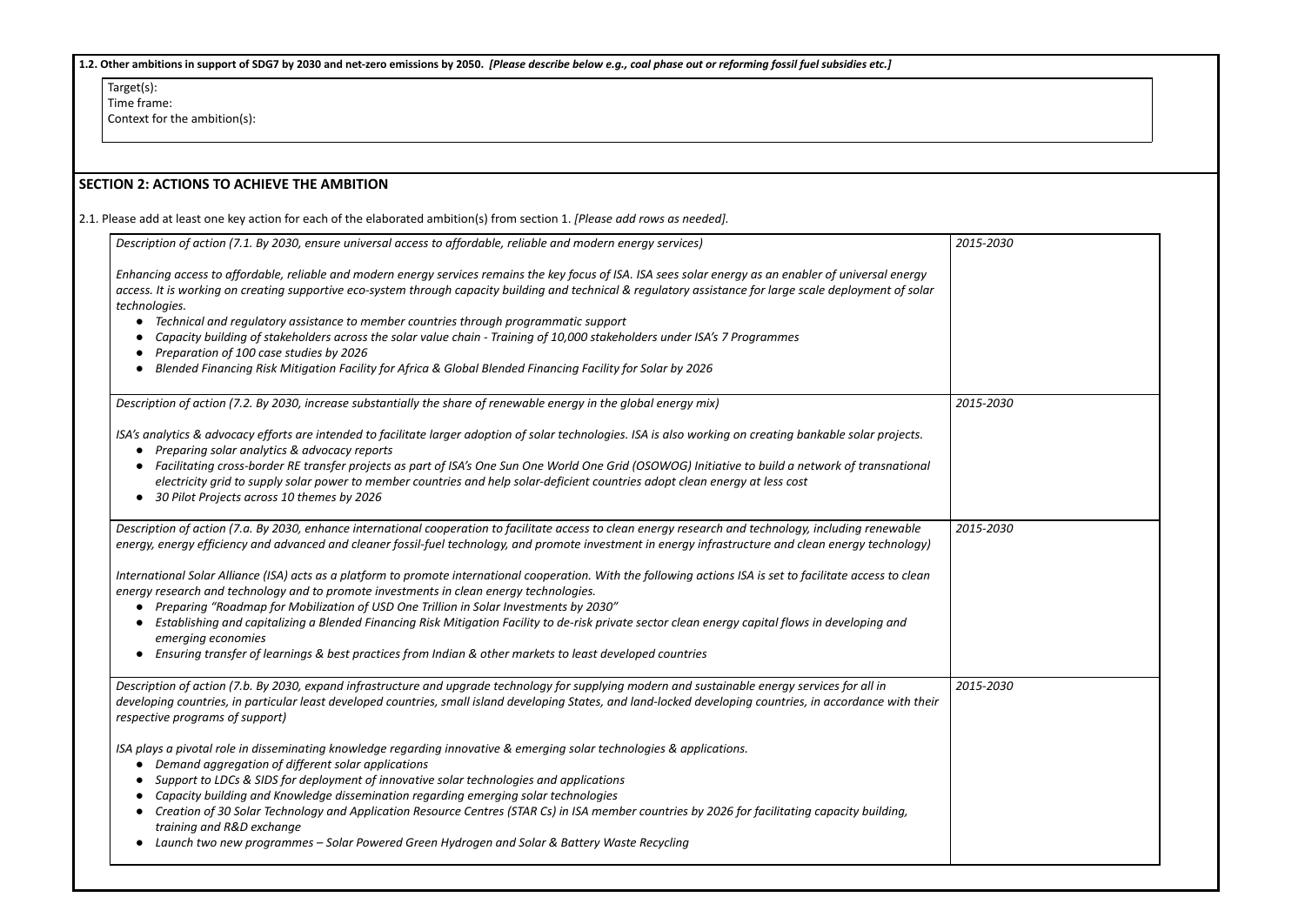**1.2. Other ambitions in support of SDG7 by 2030 and net-zero emissions by 2050.** ***[Please describe below e.g., coal phase out or reforming fossil fuel subsidies etc.]***

Target(s):
Time frame:
Context for the ambition(s):

## SECTION 2: ACTIONS TO ACHIEVE THE AMBITION

2.1. Please add at least one key action for each of the elaborated ambition(s) from section 1. *[Please add rows as needed].*

| | |
|---|---|
| *Description of action (7.1. By 2030, ensure universal access to affordable, reliable and modern energy services)*<br><br>*Enhancing access to affordable, reliable and modern energy services remains the key focus of ISA. ISA sees solar energy as an enabler of universal energy access. It is working on creating supportive eco-system through capacity building and technical & regulatory assistance for large scale deployment of solar technologies.*<br>● *Technical and regulatory assistance to member countries through programmatic support*<br>● *Capacity building of stakeholders across the solar value chain - Training of 10,000 stakeholders under ISA's 7 Programmes*<br>● *Preparation of 100 case studies by 2026*<br>● *Blended Financing Risk Mitigation Facility for Africa & Global Blended Financing Facility for Solar by 2026* | *2015-2030* |
| *Description of action (7.2. By 2030, increase substantially the share of renewable energy in the global energy mix)*<br><br>*ISA's analytics & advocacy efforts are intended to facilitate larger adoption of solar technologies. ISA is also working on creating bankable solar projects.*<br>● *Preparing solar analytics & advocacy reports*<br>● *Facilitating cross-border RE transfer projects as part of ISA's One Sun One World One Grid (OSOWOG) Initiative to build a network of transnational electricity grid to supply solar power to member countries and help solar-deficient countries adopt clean energy at less cost*<br>● *30 Pilot Projects across 10 themes by 2026* | *2015-2030* |
| *Description of action (7.a. By 2030, enhance international cooperation to facilitate access to clean energy research and technology, including renewable energy, energy efficiency and advanced and cleaner fossil-fuel technology, and promote investment in energy infrastructure and clean energy technology)*<br><br>*International Solar Alliance (ISA) acts as a platform to promote international cooperation. With the following actions ISA is set to facilitate access to clean energy research and technology and to promote investments in clean energy technologies.*<br>● *Preparing "Roadmap for Mobilization of USD One Trillion in Solar Investments by 2030"*<br>● *Establishing and capitalizing a Blended Financing Risk Mitigation Facility to de-risk private sector clean energy capital flows in developing and emerging economies*<br>● *Ensuring transfer of learnings & best practices from Indian & other markets to least developed countries* | *2015-2030* |
| *Description of action (7.b. By 2030, expand infrastructure and upgrade technology for supplying modern and sustainable energy services for all in developing countries, in particular least developed countries, small island developing States, and land-locked developing countries, in accordance with their respective programs of support)*<br><br>*ISA plays a pivotal role in disseminating knowledge regarding innovative & emerging solar technologies & applications.*<br>● *Demand aggregation of different solar applications*<br>● *Support to LDCs & SIDS for deployment of innovative solar technologies and applications*<br>● *Capacity building and Knowledge dissemination regarding emerging solar technologies*<br>● *Creation of 30 Solar Technology and Application Resource Centres (STAR Cs) in ISA member countries by 2026 for facilitating capacity building, training and R&D exchange*<br>● *Launch two new programmes – Solar Powered Green Hydrogen and Solar & Battery Waste Recycling* | *2015-2030* |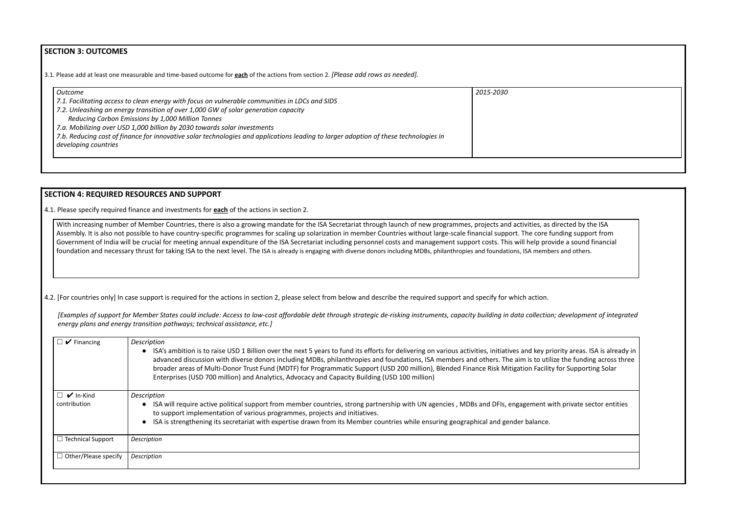## SECTION 3: OUTCOMES

3.1. Please add at least one measurable and time-based outcome for **each** of the actions from section 2. *[Please add rows as needed].*

| | |
|---|---|
| *Outcome*<br>*7.1. Facilitating access to clean energy with focus on vulnerable communities in LDCs and SIDS*<br>*7.2. Unleashing an energy transition of over 1,000 GW of solar generation capacity*<br>*Reducing Carbon Emissions by 1,000 Million Tonnes*<br>*7.a. Mobilizing over USD 1,000 billion by 2030 towards solar investments*<br>*7.b. Reducing cost of finance for innovative solar technologies and applications leading to larger adoption of these technologies in developing countries* | *2015-2030* |

## SECTION 4: REQUIRED RESOURCES AND SUPPORT

4.1. Please specify required finance and investments for **each** of the actions in section 2.

With increasing number of Member Countries, there is also a growing mandate for the ISA Secretariat through launch of new programmes, projects and activities, as directed by the ISA Assembly. It is also not possible to have country-specific programmes for scaling up solarization in member Countries without large-scale financial support. The core funding support from Government of India will be crucial for meeting annual expenditure of the ISA Secretariat including personnel costs and management support costs. This will help provide a sound financial foundation and necessary thrust for taking ISA to the next level. The ISA is already is engaging with diverse donors including MDBs, philanthropies and foundations, ISA members and others.

4.2. [For countries only] In case support is required for the actions in section 2, please select from below and describe the required support and specify for which action.

*[Examples of support for Member States could include: Access to low-cost affordable debt through strategic de-risking instruments, capacity building in data collection; development of integrated energy plans and energy transition pathways; technical assistance, etc.]*

| | |
|---|---|
| ☐ ✔ Financing | *Description*<br>• ISA's ambition is to raise USD 1 Billion over the next 5 years to fund its efforts for delivering on various activities, initiatives and key priority areas. ISA is already in advanced discussion with diverse donors including MDBs, philanthropies and foundations, ISA members and others. The aim is to utilize the funding across three broader areas of Multi-Donor Trust Fund (MDTF) for Programmatic Support (USD 200 million), Blended Finance Risk Mitigation Facility for Supporting Solar Enterprises (USD 700 million) and Analytics, Advocacy and Capacity Building (USD 100 million) |
| ☐ ✔ In-Kind contribution | *Description*<br>• ISA will require active political support from member countries, strong partnership with UN agencies , MDBs and DFIs, engagement with private sector entities to support implementation of various programmes, projects and initiatives.<br>• ISA is strengthening its secretariat with expertise drawn from its Member countries while ensuring geographical and gender balance. |
| ☐ Technical Support | *Description* |
| ☐ Other/Please specify | *Description* |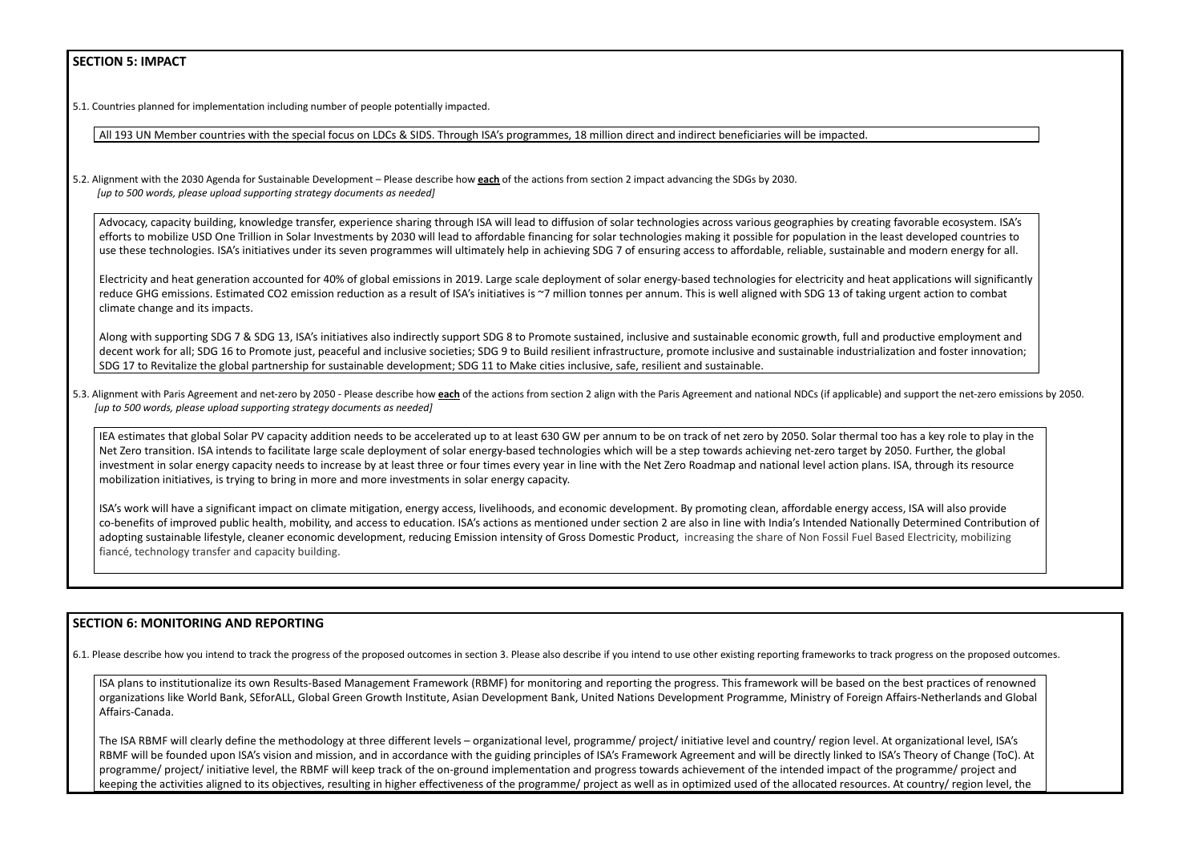## SECTION 5: IMPACT

5.1. Countries planned for implementation including number of people potentially impacted.

All 193 UN Member countries with the special focus on LDCs & SIDS. Through ISA's programmes, 18 million direct and indirect beneficiaries will be impacted.

5.2. Alignment with the 2030 Agenda for Sustainable Development – Please describe how **each** of the actions from section 2 impact advancing the SDGs by 2030.
*[up to 500 words, please upload supporting strategy documents as needed]*

Advocacy, capacity building, knowledge transfer, experience sharing through ISA will lead to diffusion of solar technologies across various geographies by creating favorable ecosystem. ISA's efforts to mobilize USD One Trillion in Solar Investments by 2030 will lead to affordable financing for solar technologies making it possible for population in the least developed countries to use these technologies. ISA's initiatives under its seven programmes will ultimately help in achieving SDG 7 of ensuring access to affordable, reliable, sustainable and modern energy for all.

Electricity and heat generation accounted for 40% of global emissions in 2019. Large scale deployment of solar energy-based technologies for electricity and heat applications will significantly reduce GHG emissions. Estimated CO2 emission reduction as a result of ISA's initiatives is ~7 million tonnes per annum. This is well aligned with SDG 13 of taking urgent action to combat climate change and its impacts.

Along with supporting SDG 7 & SDG 13, ISA's initiatives also indirectly support SDG 8 to Promote sustained, inclusive and sustainable economic growth, full and productive employment and decent work for all; SDG 16 to Promote just, peaceful and inclusive societies; SDG 9 to Build resilient infrastructure, promote inclusive and sustainable industrialization and foster innovation; SDG 17 to Revitalize the global partnership for sustainable development; SDG 11 to Make cities inclusive, safe, resilient and sustainable.

5.3. Alignment with Paris Agreement and net-zero by 2050 - Please describe how **each** of the actions from section 2 align with the Paris Agreement and national NDCs (if applicable) and support the net-zero emissions by 2050.
*[up to 500 words, please upload supporting strategy documents as needed]*

IEA estimates that global Solar PV capacity addition needs to be accelerated up to at least 630 GW per annum to be on track of net zero by 2050. Solar thermal too has a key role to play in the Net Zero transition. ISA intends to facilitate large scale deployment of solar energy-based technologies which will be a step towards achieving net-zero target by 2050. Further, the global investment in solar energy capacity needs to increase by at least three or four times every year in line with the Net Zero Roadmap and national level action plans. ISA, through its resource mobilization initiatives, is trying to bring in more and more investments in solar energy capacity.

ISA's work will have a significant impact on climate mitigation, energy access, livelihoods, and economic development. By promoting clean, affordable energy access, ISA will also provide co-benefits of improved public health, mobility, and access to education. ISA's actions as mentioned under section 2 are also in line with India's Intended Nationally Determined Contribution of adopting sustainable lifestyle, cleaner economic development, reducing Emission intensity of Gross Domestic Product, increasing the share of Non Fossil Fuel Based Electricity, mobilizing fiancé, technology transfer and capacity building.

## SECTION 6: MONITORING AND REPORTING

6.1. Please describe how you intend to track the progress of the proposed outcomes in section 3. Please also describe if you intend to use other existing reporting frameworks to track progress on the proposed outcomes.

ISA plans to institutionalize its own Results-Based Management Framework (RBMF) for monitoring and reporting the progress. This framework will be based on the best practices of renowned organizations like World Bank, SEforALL, Global Green Growth Institute, Asian Development Bank, United Nations Development Programme, Ministry of Foreign Affairs-Netherlands and Global Affairs-Canada.

The ISA RBMF will clearly define the methodology at three different levels – organizational level, programme/ project/ initiative level and country/ region level. At organizational level, ISA's RBMF will be founded upon ISA's vision and mission, and in accordance with the guiding principles of ISA's Framework Agreement and will be directly linked to ISA's Theory of Change (ToC). At programme/ project/ initiative level, the RBMF will keep track of the on-ground implementation and progress towards achievement of the intended impact of the programme/ project and keeping the activities aligned to its objectives, resulting in higher effectiveness of the programme/ project as well as in optimized used of the allocated resources. At country/ region level, the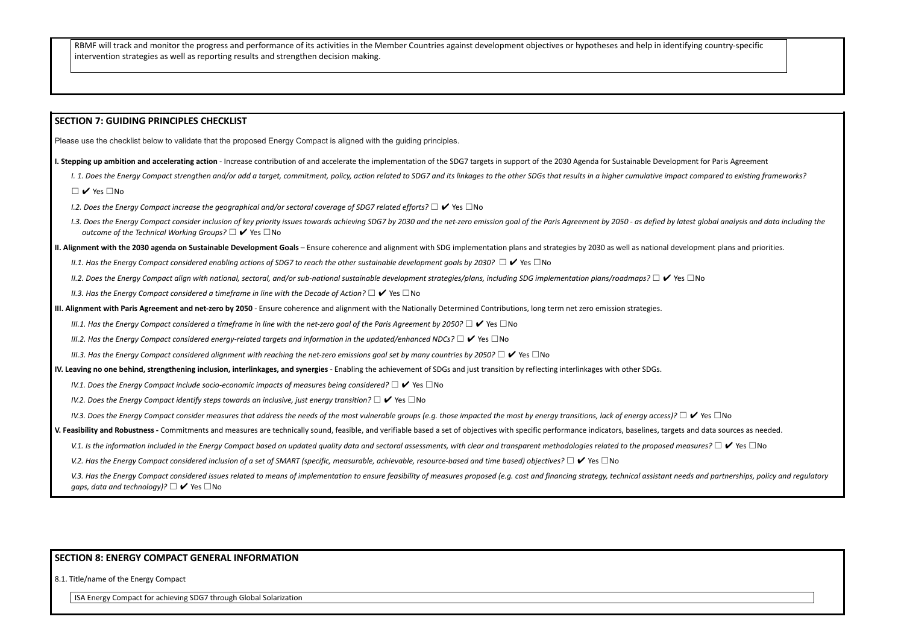RBMF will track and monitor the progress and performance of its activities in the Member Countries against development objectives or hypotheses and help in identifying country-specific intervention strategies as well as reporting results and strengthen decision making.

## SECTION 7: GUIDING PRINCIPLES CHECKLIST

Please use the checklist below to validate that the proposed Energy Compact is aligned with the guiding principles.

**I. Stepping up ambition and accelerating action** - Increase contribution of and accelerate the implementation of the SDG7 targets in support of the 2030 Agenda for Sustainable Development for Paris Agreement

*I. 1. Does the Energy Compact strengthen and/or add a target, commitment, policy, action related to SDG7 and its linkages to the other SDGs that results in a higher cumulative impact compared to existing frameworks?*

☐ ✔ Yes ☐No

*I.2. Does the Energy Compact increase the geographical and/or sectoral coverage of SDG7 related efforts?* ☐ ✔ Yes ☐No

*I.3. Does the Energy Compact consider inclusion of key priority issues towards achieving SDG7 by 2030 and the net-zero emission goal of the Paris Agreement by 2050 - as defied by latest global analysis and data including the outcome of the Technical Working Groups?* ☐ ✔ Yes ☐No

**II. Alignment with the 2030 agenda on Sustainable Development Goals** – Ensure coherence and alignment with SDG implementation plans and strategies by 2030 as well as national development plans and priorities.

*II.1. Has the Energy Compact considered enabling actions of SDG7 to reach the other sustainable development goals by 2030?* ☐ ✔ Yes ☐No

*II.2. Does the Energy Compact align with national, sectoral, and/or sub-national sustainable development strategies/plans, including SDG implementation plans/roadmaps?* ☐ ✔ Yes ☐No

*II.3. Has the Energy Compact considered a timeframe in line with the Decade of Action?* ☐ ✔ Yes ☐No

**III. Alignment with Paris Agreement and net-zero by 2050** - Ensure coherence and alignment with the Nationally Determined Contributions, long term net zero emission strategies.

*III.1. Has the Energy Compact considered a timeframe in line with the net-zero goal of the Paris Agreement by 2050?* ☐ ✔ Yes ☐No

*III.2. Has the Energy Compact considered energy-related targets and information in the updated/enhanced NDCs?* ☐ ✔ Yes ☐No

*III.3. Has the Energy Compact considered alignment with reaching the net-zero emissions goal set by many countries by 2050?* ☐ ✔ Yes ☐No

**IV. Leaving no one behind, strengthening inclusion, interlinkages, and synergies** - Enabling the achievement of SDGs and just transition by reflecting interlinkages with other SDGs.

*IV.1. Does the Energy Compact include socio-economic impacts of measures being considered?* ☐ ✔ Yes ☐No

*IV.2. Does the Energy Compact identify steps towards an inclusive, just energy transition?* ☐ ✔ Yes ☐No

*IV.3. Does the Energy Compact consider measures that address the needs of the most vulnerable groups (e.g. those impacted the most by energy transitions, lack of energy access)?* ☐ ✔ Yes ☐No

**V. Feasibility and Robustness -** Commitments and measures are technically sound, feasible, and verifiable based a set of objectives with specific performance indicators, baselines, targets and data sources as needed.

*V.1. Is the information included in the Energy Compact based on updated quality data and sectoral assessments, with clear and transparent methodologies related to the proposed measures?* ☐ ✔ Yes ☐No

*V.2. Has the Energy Compact considered inclusion of a set of SMART (specific, measurable, achievable, resource-based and time based) objectives?* ☐ ✔ Yes ☐No

*V.3. Has the Energy Compact considered issues related to means of implementation to ensure feasibility of measures proposed (e.g. cost and financing strategy, technical assistant needs and partnerships, policy and regulatory gaps, data and technology)?* ☐ ✔ Yes ☐No

## SECTION 8: ENERGY COMPACT GENERAL INFORMATION

8.1. Title/name of the Energy Compact

ISA Energy Compact for achieving SDG7 through Global Solarization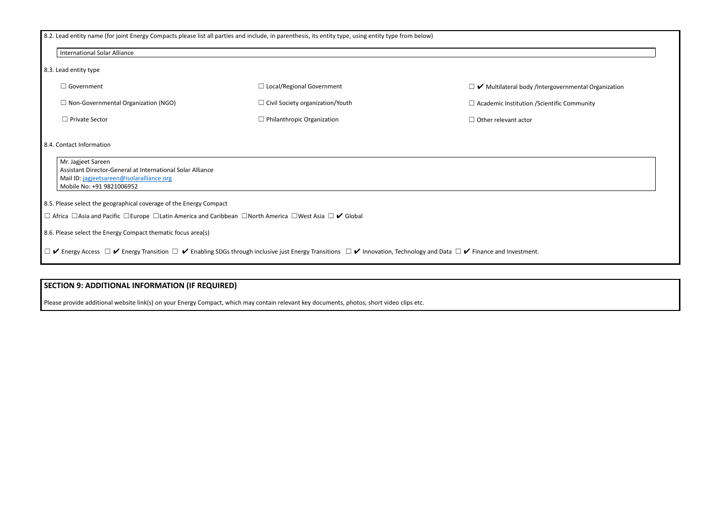8.2. Lead entity name (for joint Energy Compacts please list all parties and include, in parenthesis, its entity type, using entity type from below)

International Solar Alliance

8.3. Lead entity type

| | | |
|---|---|---|
| ☐ Government | ☐ Local/Regional Government | ☐ ✔ Multilateral body /Intergovernmental Organization |
| ☐ Non-Governmental Organization (NGO) | ☐ Civil Society organization/Youth | ☐ Academic Institution /Scientific Community |
| ☐ Private Sector | ☐ Philanthropic Organization | ☐ Other relevant actor |

8.4. Contact Information

Mr. Jagjeet Sareen
Assistant Director-General at International Solar Alliance
Mail ID: jagjeetsareen@isolaralliance.org
Mobile No: +91 9821006952

8.5. Please select the geographical coverage of the Energy Compact

☐ Africa ☐Asia and Pacific ☐Europe ☐Latin America and Caribbean ☐North America ☐West Asia ☐ ✔ Global

8.6. Please select the Energy Compact thematic focus area(s)

☐ ✔ Energy Access ☐ ✔ Energy Transition ☐ ✔ Enabling SDGs through inclusive just Energy Transitions ☐ ✔ Innovation, Technology and Data ☐ ✔ Finance and Investment.

## SECTION 9: ADDITIONAL INFORMATION (IF REQUIRED)

Please provide additional website link(s) on your Energy Compact, which may contain relevant key documents, photos, short video clips etc.